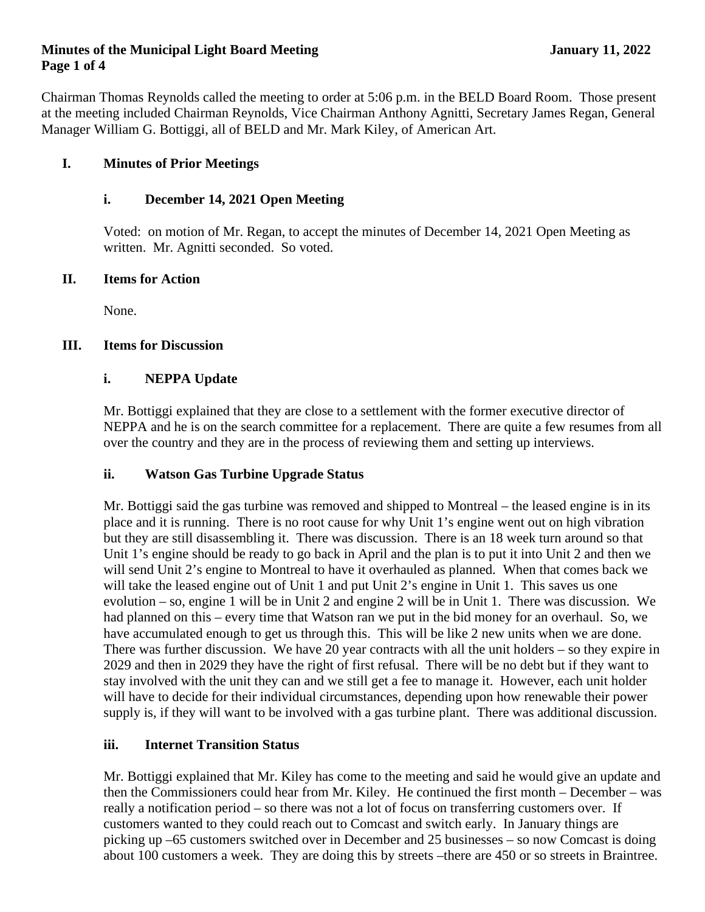# Minutes of the Municipal Light Board Meeting

January 11, 2022

Chairman Thomas Reynolds called the meeting to order at 5:06 p.m. in the BELD Board Room. Those present at the meeting included Chairman Reynolds, Vice Chairman Anthony Agnitti, Secretary James Regan, General Manager William G. Bottiggi, all of BELD and Mr. Mark Kiley, of American Art.

## I. Minutes of Prior Meetings

### i. December 14, 2021 Open Meeting

Voted: on motion of Mr. Regan, to accept the minutes of December 14, 2021 Open Meeting as written. Mr. Agnitti seconded. So voted.

## II. Items for Action

None.

## III. Items for Discussion

### i. NEPPA Update

Mr. Bottiggi explained that they are close to a settlement with the former executive director of NEPPA and he is on the search committee for a replacement. There are quite a few resumes from all over the country and they are in the process of reviewing them and setting up interviews.

### ii. Watson Gas Turbine Upgrade Status

Mr. Bottiggi said the gas turbine was removed and shipped to Montreal – the leased engine is in its place and it is running. There is no root cause for why Unit 1's engine went out on high vibration but they are still disassembling it. There was discussion. There is an 18 week turn around so that Unit 1's engine should be ready to go back in April and the plan is to put it into Unit 2 and then we will send Unit 2's engine to Montreal to have it overhauled as planned. When that comes back we will take the leased engine out of Unit 1 and put Unit 2's engine in Unit 1. This saves us one evolution – so, engine 1 will be in Unit 2 and engine 2 will be in Unit 1. There was discussion. We had planned on this – every time that Watson ran we put in the bid money for an overhaul. So, we have accumulated enough to get us through this. This will be like 2 new units when we are done. There was further discussion. We have 20 year contracts with all the unit holders – so they expire in 2029 and then in 2029 they have the right of first refusal. There will be no debt but if they want to stay involved with the unit they can and we still get a fee to manage it. However, each unit holder will have to decide for their individual circumstances, depending upon how renewable their power supply is, if they will want to be involved with a gas turbine plant. There was additional discussion.

### iii. Internet Transition Status

Mr. Bottiggi explained that Mr. Kiley has come to the meeting and said he would give an update and then the Commissioners could hear from Mr. Kiley. He continued the first month – December – was really a notification period – so there was not a lot of focus on transferring customers over. If customers wanted to they could reach out to Comcast and switch early. In January things are picking up –65 customers switched over in December and 25 businesses – so now Comcast is doing about 100 customers a week. They are doing this by streets –there are 450 or so streets in Braintree.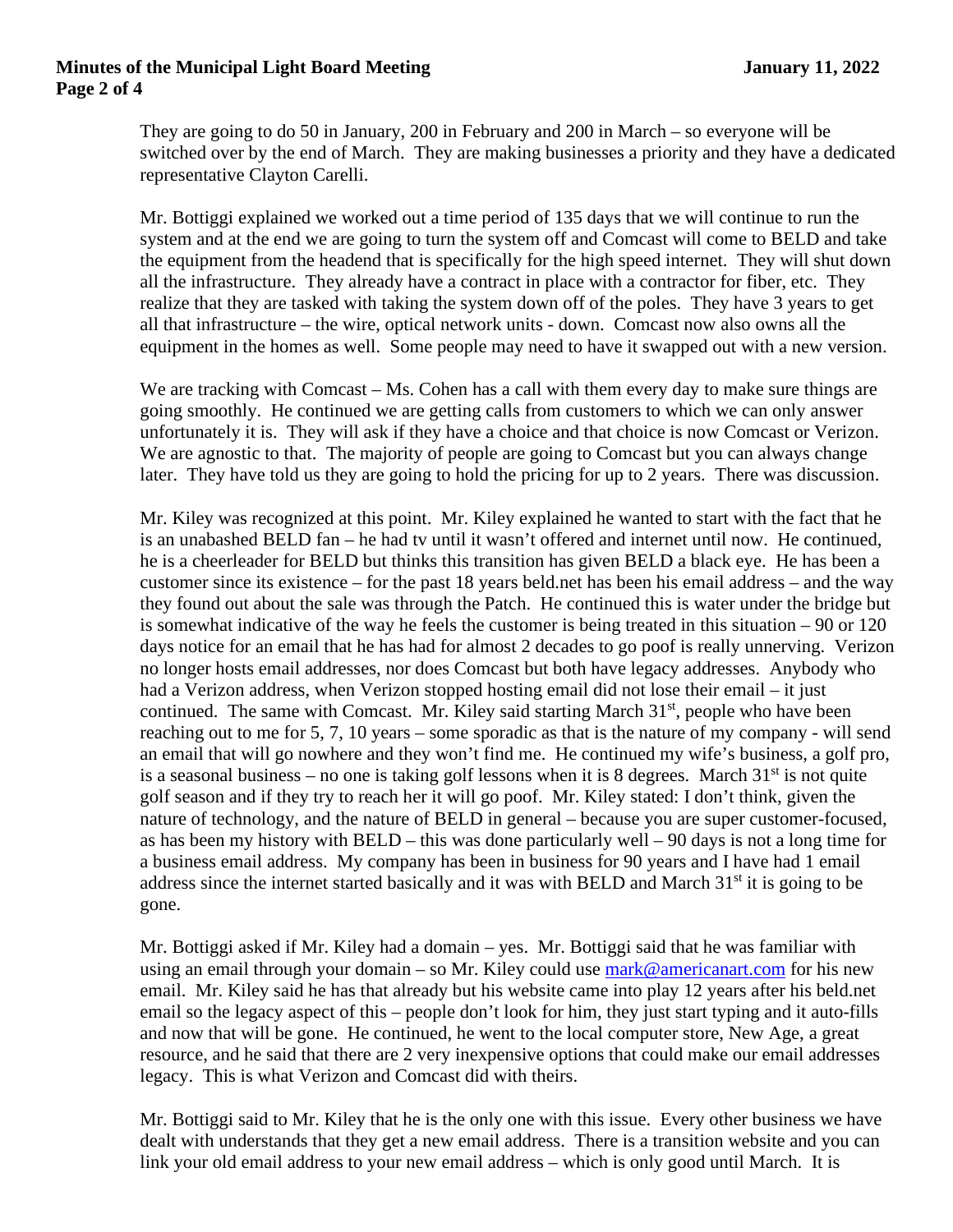They are going to do 50 in January, 200 in February and 200 in March – so everyone will be switched over by the end of March. They are making businesses a priority and they have a dedicated representative Clayton Carelli.

Mr. Bottiggi explained we worked out a time period of 135 days that we will continue to run the system and at the end we are going to turn the system off and Comcast will come to BELD and take the equipment from the headend that is specifically for the high speed internet. They will shut down all the infrastructure. They already have a contract in place with a contractor for fiber, etc. They realize that they are tasked with taking the system down off of the poles. They have 3 years to get all that infrastructure – the wire, optical network units - down. Comcast now also owns all the equipment in the homes as well. Some people may need to have it swapped out with a new version.

We are tracking with Comcast – Ms. Cohen has a call with them every day to make sure things are going smoothly. He continued we are getting calls from customers to which we can only answer unfortunately it is. They will ask if they have a choice and that choice is now Comcast or Verizon. We are agnostic to that. The majority of people are going to Comcast but you can always change later. They have told us they are going to hold the pricing for up to 2 years. There was discussion.

Mr. Kiley was recognized at this point. Mr. Kiley explained he wanted to start with the fact that he is an unabashed BELD fan – he had tv until it wasn't offered and internet until now. He continued, he is a cheerleader for BELD but thinks this transition has given BELD a black eye. He has been a customer since its existence – for the past 18 years beld.net has been his email address – and the way they found out about the sale was through the Patch. He continued this is water under the bridge but is somewhat indicative of the way he feels the customer is being treated in this situation – 90 or 120 days notice for an email that he has had for almost 2 decades to go poof is really unnerving. Verizon no longer hosts email addresses, nor does Comcast but both have legacy addresses. Anybody who had a Verizon address, when Verizon stopped hosting email did not lose their email – it just continued. The same with Comcast. Mr. Kiley said starting March 31st, people who have been reaching out to me for 5, 7, 10 years – some sporadic as that is the nature of my company - will send an email that will go nowhere and they won't find me. He continued my wife's business, a golf pro, is a seasonal business – no one is taking golf lessons when it is 8 degrees. March 31st is not quite golf season and if they try to reach her it will go poof. Mr. Kiley stated: I don't think, given the nature of technology, and the nature of BELD in general – because you are super customer-focused, as has been my history with BELD – this was done particularly well – 90 days is not a long time for a business email address. My company has been in business for 90 years and I have had 1 email address since the internet started basically and it was with BELD and March 31st it is going to be gone.

Mr. Bottiggi asked if Mr. Kiley had a domain – yes. Mr. Bottiggi said that he was familiar with using an email through your domain – so Mr. Kiley could use [mark@americanart.com](mailto:mark@americanart.com) for his new email. Mr. Kiley said he has that already but his website came into play 12 years after his beld.net email so the legacy aspect of this – people don't look for him, they just start typing and it auto-fills and now that will be gone. He continued, he went to the local computer store, New Age, a great resource, and he said that there are 2 very inexpensive options that could make our email addresses legacy. This is what Verizon and Comcast did with theirs.

Mr. Bottiggi said to Mr. Kiley that he is the only one with this issue. Every other business we have dealt with understands that they get a new email address. There is a transition website and you can link your old email address to your new email address – which is only good until March. It is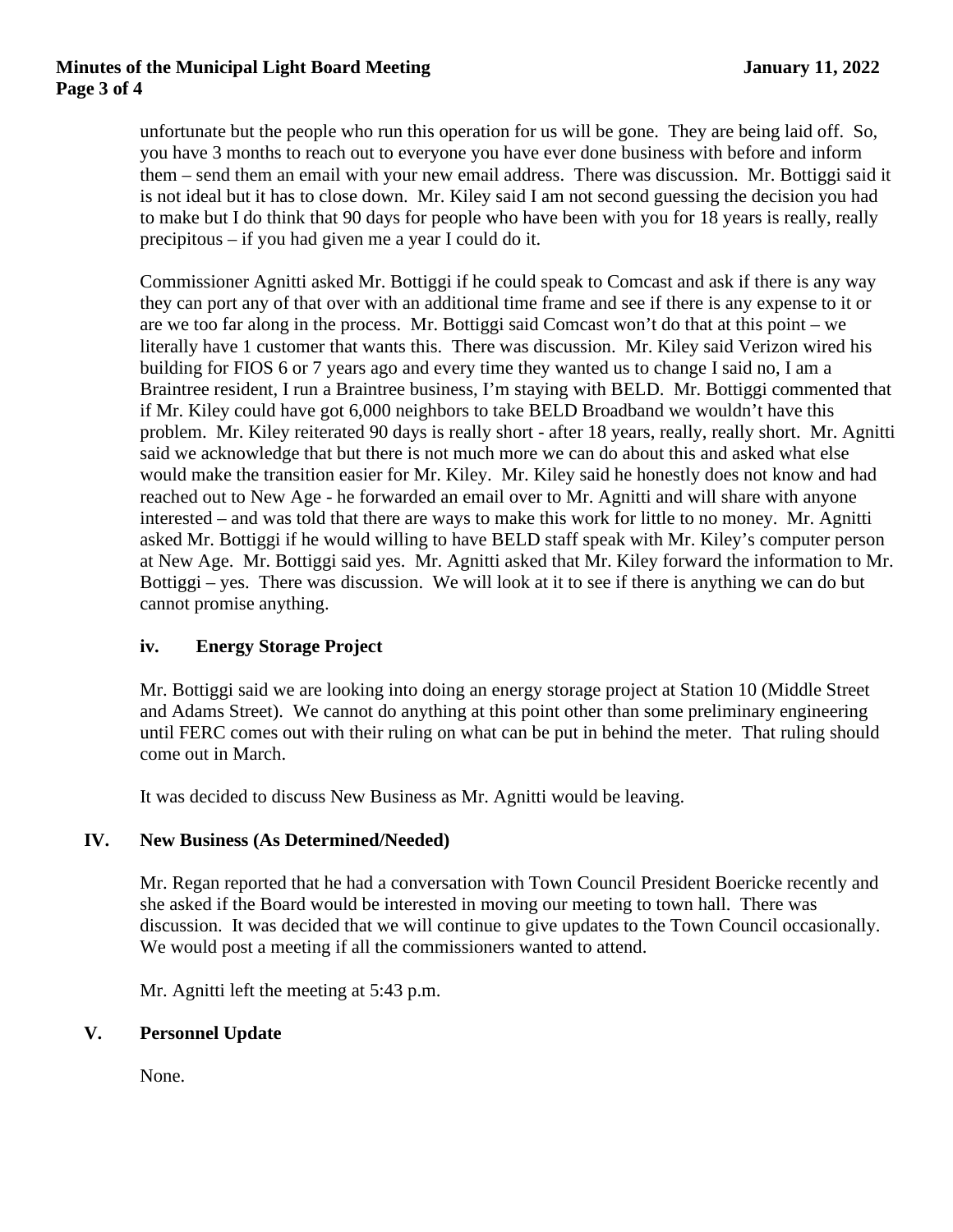unfortunate but the people who run this operation for us will be gone. They are being laid off. So, you have 3 months to reach out to everyone you have ever done business with before and inform them – send them an email with your new email address. There was discussion. Mr. Bottiggi said it is not ideal but it has to close down. Mr. Kiley said I am not second guessing the decision you had to make but I do think that 90 days for people who have been with you for 18 years is really, really precipitous – if you had given me a year I could do it.

Commissioner Agnitti asked Mr. Bottiggi if he could speak to Comcast and ask if there is any way they can port any of that over with an additional time frame and see if there is any expense to it or are we too far along in the process. Mr. Bottiggi said Comcast won't do that at this point – we literally have 1 customer that wants this. There was discussion. Mr. Kiley said Verizon wired his building for FIOS 6 or 7 years ago and every time they wanted us to change I said no, I am a Braintree resident, I run a Braintree business, I'm staying with BELD. Mr. Bottiggi commented that if Mr. Kiley could have got 6,000 neighbors to take BELD Broadband we wouldn't have this problem. Mr. Kiley reiterated 90 days is really short - after 18 years, really, really short. Mr. Agnitti said we acknowledge that but there is not much more we can do about this and asked what else would make the transition easier for Mr. Kiley. Mr. Kiley said he honestly does not know and had reached out to New Age - he forwarded an email over to Mr. Agnitti and will share with anyone interested – and was told that there are ways to make this work for little to no money. Mr. Agnitti asked Mr. Bottiggi if he would willing to have BELD staff speak with Mr. Kiley's computer person at New Age. Mr. Bottiggi said yes. Mr. Agnitti asked that Mr. Kiley forward the information to Mr. Bottiggi – yes. There was discussion. We will look at it to see if there is anything we can do but cannot promise anything.

### iv. Energy Storage Project

Mr. Bottiggi said we are looking into doing an energy storage project at Station 10 (Middle Street and Adams Street). We cannot do anything at this point other than some preliminary engineering until FERC comes out with their ruling on what can be put in behind the meter. That ruling should come out in March.

It was decided to discuss New Business as Mr. Agnitti would be leaving.

## IV. New Business (As Determined/Needed)

Mr. Regan reported that he had a conversation with Town Council President Boericke recently and she asked if the Board would be interested in moving our meeting to town hall. There was discussion. It was decided that we will continue to give updates to the Town Council occasionally. We would post a meeting if all the commissioners wanted to attend.

Mr. Agnitti left the meeting at 5:43 p.m.

## V. Personnel Update

None.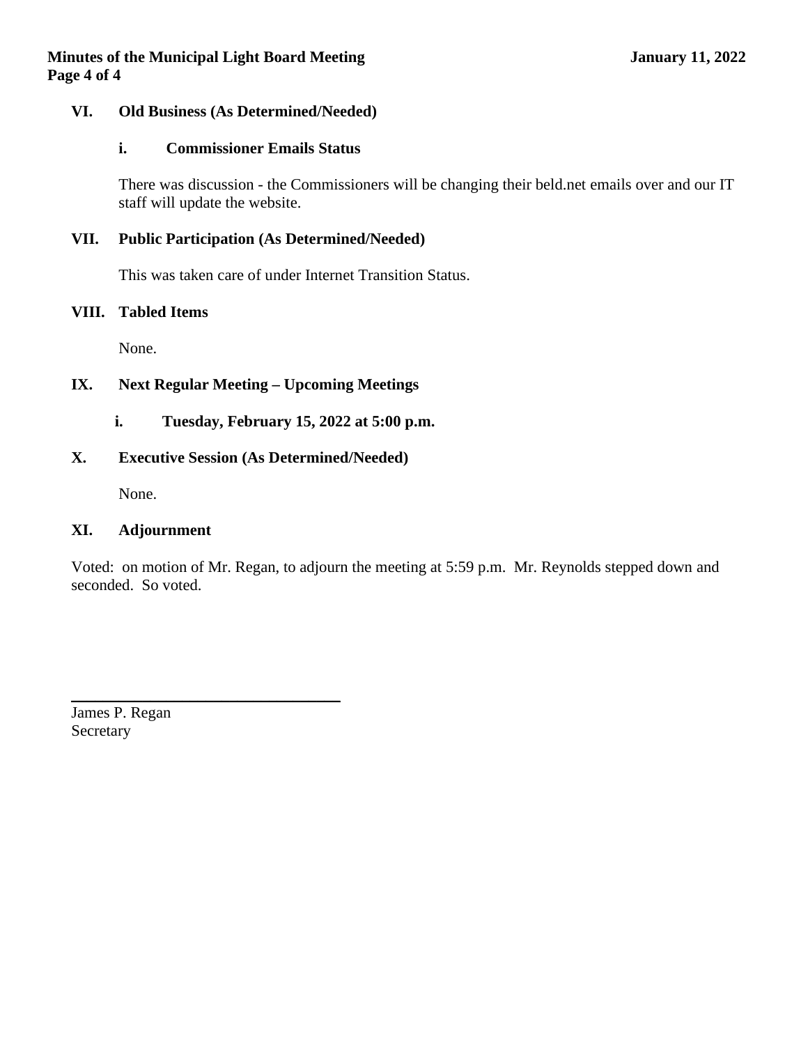## VI. Old Business (As Determined/Needed)

### i. Commissioner Emails Status

There was discussion - the Commissioners will be changing their beld.net emails over and our IT staff will update the website.

## VII. Public Participation (As Determined/Needed)

This was taken care of under Internet Transition Status.

## VIII. Tabled Items

None.

## IX. Next Regular Meeting – Upcoming Meetings

### i. Tuesday, February 15, 2022 at 5:00 p.m.

## X. Executive Session (As Determined/Needed)

None.

## XI. Adjournment

Voted: on motion of Mr. Regan, to adjourn the meeting at 5:59 p.m. Mr. Reynolds stepped down and seconded. So voted.

\_\_\_\_\_\_\_\_\_\_\_\_\_\_\_\_\_\_\_\_\_\_\_\_\_\_\_\_\_\_\_\_\_\_

James P. Regan
Secretary